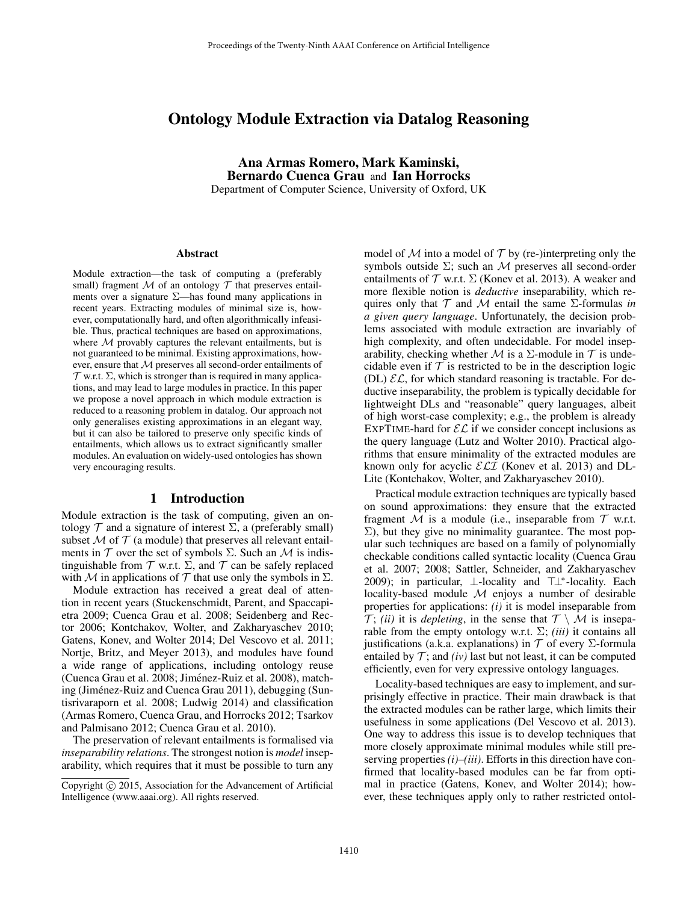# Ontology Module Extraction via Datalog Reasoning

**Ana Armas Romero, Mark Kaminski, Bernardo Cuenca Grau** and **Ian Horrocks**
Department of Computer Science, University of Oxford, UK

### Abstract

Module extraction—the task of computing a (preferably small) fragment $\mathcal{M}$ of an ontology $\mathcal{T}$ that preserves entailments over a signature $\Sigma$—has found many applications in recent years. Extracting modules of minimal size is, however, computationally hard, and often algorithmically infeasible. Thus, practical techniques are based on approximations, where $\mathcal{M}$ provably captures the relevant entailments, but is not guaranteed to be minimal. Existing approximations, however, ensure that $\mathcal{M}$ preserves all second-order entailments of $\mathcal{T}$ w.r.t. $\Sigma$, which is stronger than is required in many applications, and may lead to large modules in practice. In this paper we propose a novel approach in which module extraction is reduced to a reasoning problem in datalog. Our approach not only generalises existing approximations in an elegant way, but it can also be tailored to preserve only specific kinds of entailments, which allows us to extract significantly smaller modules. An evaluation on widely-used ontologies has shown very encouraging results.

## 1 Introduction

Module extraction is the task of computing, given an ontology $\mathcal{T}$ and a signature of interest $\Sigma$, a (preferably small) subset $\mathcal{M}$ of $\mathcal{T}$ (a module) that preserves all relevant entailments in $\mathcal{T}$ over the set of symbols $\Sigma$. Such an $\mathcal{M}$ is indistinguishable from $\mathcal{T}$ w.r.t. $\Sigma$, and $\mathcal{T}$ can be safely replaced with $\mathcal{M}$ in applications of $\mathcal{T}$ that use only the symbols in $\Sigma$.

Module extraction has received a great deal of attention in recent years (Stuckenschmidt, Parent, and Spaccapietra 2009; Cuenca Grau et al. 2008; Seidenberg and Rector 2006; Kontchakov, Wolter, and Zakharyaschev 2010; Gatens, Konev, and Wolter 2014; Del Vescovo et al. 2011; Nortje, Britz, and Meyer 2013), and modules have found a wide range of applications, including ontology reuse (Cuenca Grau et al. 2008; Jiménez-Ruiz et al. 2008), matching (Jiménez-Ruiz and Cuenca Grau 2011), debugging (Suntisrivaraporn et al. 2008; Ludwig 2014) and classification (Armas Romero, Cuenca Grau, and Horrocks 2012; Tsarkov and Palmisano 2012; Cuenca Grau et al. 2010).

The preservation of relevant entailments is formalised via *inseparability relations*. The strongest notion is *model* inseparability, which requires that it must be possible to turn any model of $\mathcal{M}$ into a model of $\mathcal{T}$ by (re-)interpreting only the symbols outside $\Sigma$; such an $\mathcal{M}$ preserves all second-order entailments of $\mathcal{T}$ w.r.t. $\Sigma$ (Konev et al. 2013). A weaker and more flexible notion is *deductive* inseparability, which requires only that $\mathcal{T}$ and $\mathcal{M}$ entail the same $\Sigma$-formulas *in a given query language*. Unfortunately, the decision problems associated with module extraction are invariably of high complexity, and often undecidable. For model inseparability, checking whether $\mathcal{M}$ is a $\Sigma$-module in $\mathcal{T}$ is undecidable even if $\mathcal{T}$ is restricted to be in the description logic (DL) $\mathcal{EL}$, for which standard reasoning is tractable. For deductive inseparability, the problem is typically decidable for lightweight DLs and "reasonable" query languages, albeit of high worst-case complexity; e.g., the problem is already EXPTIME-hard for $\mathcal{EL}$ if we consider concept inclusions as the query language (Lutz and Wolter 2010). Practical algorithms that ensure minimality of the extracted modules are known only for acyclic $\mathcal{ELI}$ (Konev et al. 2013) and DL-Lite (Kontchakov, Wolter, and Zakharyaschev 2010).

Practical module extraction techniques are typically based on sound approximations: they ensure that the extracted fragment $\mathcal{M}$ is a module (i.e., inseparable from $\mathcal{T}$ w.r.t. $\Sigma$), but they give no minimality guarantee. The most popular such techniques are based on a family of polynomially checkable conditions called syntactic locality (Cuenca Grau et al. 2007; 2008; Sattler, Schneider, and Zakharyaschev 2009); in particular, $\bot$-locality and $\top\bot^*$-locality. Each locality-based module $\mathcal{M}$ enjoys a number of desirable properties for applications: *(i)* it is model inseparable from $\mathcal{T}$; *(ii)* it is *depleting*, in the sense that $\mathcal{T} \setminus \mathcal{M}$ is inseparable from the empty ontology w.r.t. $\Sigma$; *(iii)* it contains all justifications (a.k.a. explanations) in $\mathcal{T}$ of every $\Sigma$-formula entailed by $\mathcal{T}$; and *(iv)* last but not least, it can be computed efficiently, even for very expressive ontology languages.

Locality-based techniques are easy to implement, and surprisingly effective in practice. Their main drawback is that the extracted modules can be rather large, which limits their usefulness in some applications (Del Vescovo et al. 2013). One way to address this issue is to develop techniques that more closely approximate minimal modules while still preserving properties *(i)–(iii)*. Efforts in this direction have confirmed that locality-based modules can be far from optimal in practice (Gatens, Konev, and Wolter 2014); however, these techniques apply only to rather restricted ontol-

Copyright © 2015, Association for the Advancement of Artificial Intelligence (www.aaai.org). All rights reserved.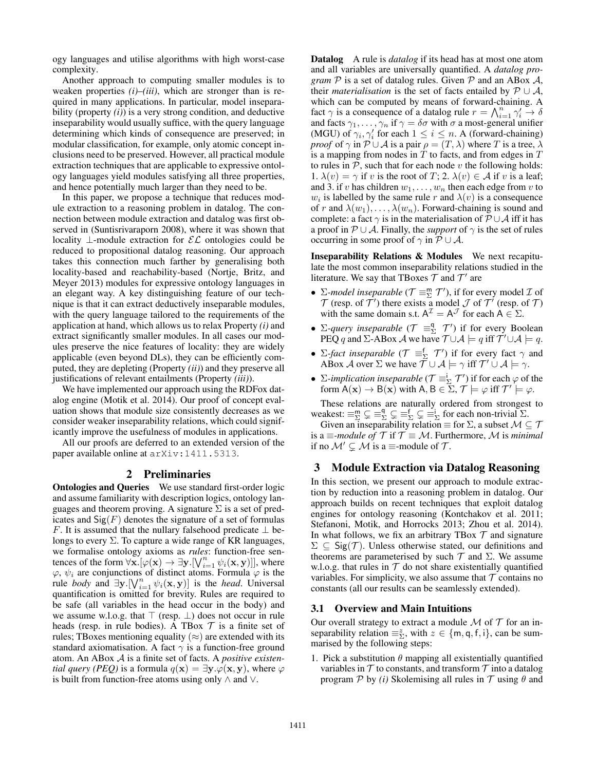ogy languages and utilise algorithms with high worst-case complexity.

Another approach to computing smaller modules is to weaken properties *(i)*–*(iii)*, which are stronger than is required in many applications. In particular, model inseparability (property *(i)*) is a very strong condition, and deductive inseparability would usually suffice, with the query language determining which kinds of consequence are preserved; in modular classification, for example, only atomic concept inclusions need to be preserved. However, all practical module extraction techniques that are applicable to expressive ontology languages yield modules satisfying all three properties, and hence potentially much larger than they need to be.

In this paper, we propose a technique that reduces module extraction to a reasoning problem in datalog. The connection between module extraction and datalog was first observed in (Suntisrivaraporn 2008), where it was shown that locality $\bot$-module extraction for $\mathcal{EL}$ ontologies could be reduced to propositional datalog reasoning. Our approach takes this connection much farther by generalising both locality-based and reachability-based (Nortje, Britz, and Meyer 2013) modules for expressive ontology languages in an elegant way. A key distinguishing feature of our technique is that it can extract deductively inseparable modules, with the query language tailored to the requirements of the application at hand, which allows us to relax Property *(i)* and extract significantly smaller modules. In all cases our modules preserve the nice features of locality: they are widely applicable (even beyond DLs), they can be efficiently computed, they are depleting (Property *(ii)*) and they preserve all justifications of relevant entailments (Property *(iii)*).

We have implemented our approach using the RDFox datalog engine (Motik et al. 2014). Our proof of concept evaluation shows that module size consistently decreases as we consider weaker inseparability relations, which could significantly improve the usefulness of modules in applications.

All our proofs are deferred to an extended version of the paper available online at `arXiv:1411.5313`.

## 2 Preliminaries

**Ontologies and Queries** We use standard first-order logic and assume familiarity with description logics, ontology languages and theorem proving. A signature $\Sigma$ is a set of predicates and $\mathsf{Sig}(F)$ denotes the signature of a set of formulas $F$. It is assumed that the nullary falsehood predicate $\bot$ belongs to every $\Sigma$. To capture a wide range of KR languages, we formalise ontology axioms as *rules*: function-free sentences of the form $\forall \mathbf{x}.[\varphi(\mathbf{x}) \rightarrow \exists \mathbf{y}.[\bigvee_{i=1}^{n} \psi_i(\mathbf{x}, \mathbf{y})]]$, where $\varphi$, $\psi_i$ are conjunctions of distinct atoms. Formula $\varphi$ is the rule *body* and $\exists \mathbf{y}.[\bigvee_{i=1}^{n} \psi_i(\mathbf{x}, \mathbf{y})]$ is the *head*. Universal quantification is omitted for brevity. Rules are required to be safe (all variables in the head occur in the body) and we assume w.l.o.g. that $\top$ (resp. $\bot$) does not occur in rule heads (resp. in rule bodies). A TBox $\mathcal{T}$ is a finite set of rules; TBoxes mentioning equality ($\approx$) are extended with its standard axiomatisation. A fact $\gamma$ is a function-free ground atom. An ABox $\mathcal{A}$ is a finite set of facts. A *positive existential query (PEQ)* is a formula $q(\mathbf{x}) = \exists \mathbf{y}.\varphi(\mathbf{x}, \mathbf{y})$, where $\varphi$ is built from function-free atoms using only $\wedge$ and $\vee$.

**Datalog** A rule is *datalog* if its head has at most one atom and all variables are universally quantified. A *datalog program* $\mathcal{P}$ is a set of datalog rules. Given $\mathcal{P}$ and an ABox $\mathcal{A}$, their *materialisation* is the set of facts entailed by $\mathcal{P} \cup \mathcal{A}$, which can be computed by means of forward-chaining. A fact $\gamma$ is a consequence of a datalog rule $r = \bigwedge_{i=1}^{n} \gamma_i' \rightarrow \delta$ and facts $\gamma_1, \ldots, \gamma_n$ if $\gamma = \delta\sigma$ with $\sigma$ a most-general unifier (MGU) of $\gamma_i, \gamma_i'$ for each $1 \leq i \leq n$. A (forward-chaining) *proof* of $\gamma$ in $\mathcal{P} \cup \mathcal{A}$ is a pair $\rho = (T, \lambda)$ where $T$ is a tree, $\lambda$ is a mapping from nodes in $T$ to facts, and from edges in $T$ to rules in $\mathcal{P}$, such that for each node $v$ the following holds: 1. $\lambda(v) = \gamma$ if $v$ is the root of $T$; 2. $\lambda(v) \in \mathcal{A}$ if $v$ is a leaf; and 3. if $v$ has children $w_1, \ldots, w_n$ then each edge from $v$ to $w_i$ is labelled by the same rule $r$ and $\lambda(v)$ is a consequence of $r$ and $\lambda(w_1), \ldots, \lambda(w_n)$. Forward-chaining is sound and complete: a fact $\gamma$ is in the materialisation of $\mathcal{P} \cup \mathcal{A}$ iff it has a proof in $\mathcal{P} \cup \mathcal{A}$. Finally, the *support* of $\gamma$ is the set of rules occurring in some proof of $\gamma$ in $\mathcal{P} \cup \mathcal{A}$.

**Inseparability Relations & Modules** We next recapitulate the most common inseparability relations studied in the literature. We say that TBoxes $\mathcal{T}$ and $\mathcal{T}'$ are

- $\Sigma$-*model inseparable* ($\mathcal{T} \equiv_{\Sigma}^{\mathsf{m}} \mathcal{T}'$), if for every model $\mathcal{I}$ of $\mathcal{T}$ (resp. of $\mathcal{T}'$) there exists a model $\mathcal{J}$ of $\mathcal{T}'$ (resp. of $\mathcal{T}$) with the same domain s.t. $\mathsf{A}^{\mathcal{I}} = \mathsf{A}^{\mathcal{J}}$ for each $\mathsf{A} \in \Sigma$.
- $\Sigma$-*query inseparable* ($\mathcal{T} \equiv_{\Sigma}^{\mathsf{q}} \mathcal{T}'$) if for every Boolean PEQ $q$ and $\Sigma$-ABox $\mathcal{A}$ we have $\mathcal{T} \cup \mathcal{A} \models q$ iff $\mathcal{T}' \cup \mathcal{A} \models q$.
- $\Sigma$-*fact inseparable* ($\mathcal{T} \equiv_{\Sigma}^{\mathsf{f}} \mathcal{T}'$) if for every fact $\gamma$ and ABox $\mathcal{A}$ over $\Sigma$ we have $\mathcal{T} \cup \mathcal{A} \models \gamma$ iff $\mathcal{T}' \cup \mathcal{A} \models \gamma$.
- $\Sigma$-*implication inseparable* ($\mathcal{T} \equiv_{\Sigma}^{\mathsf{i}} \mathcal{T}'$) if for each $\varphi$ of the form $\mathsf{A}(\mathbf{x}) \rightarrow \mathsf{B}(\mathbf{x})$ with $\mathsf{A}, \mathsf{B} \in \Sigma$, $\mathcal{T} \models \varphi$ iff $\mathcal{T}' \models \varphi$.

These relations are naturally ordered from strongest to weakest: $\equiv_{\Sigma}^{\mathsf{m}} \subsetneq \equiv_{\Sigma}^{\mathsf{q}} \subsetneq \equiv_{\Sigma}^{\mathsf{f}} \subsetneq \equiv_{\Sigma}^{\mathsf{i}}$ for each non-trivial $\Sigma$.

Given an inseparability relation $\equiv$ for $\Sigma$, a subset $\mathcal{M} \subseteq \mathcal{T}$ is a $\equiv$-*module of* $\mathcal{T}$ if $\mathcal{T} \equiv \mathcal{M}$. Furthermore, $\mathcal{M}$ is *minimal* if no $\mathcal{M}' \subsetneq \mathcal{M}$ is a $\equiv$-module of $\mathcal{T}$.

## 3 Module Extraction via Datalog Reasoning

In this section, we present our approach to module extraction by reduction into a reasoning problem in datalog. Our approach builds on recent techniques that exploit datalog engines for ontology reasoning (Kontchakov et al. 2011; Stefanoni, Motik, and Horrocks 2013; Zhou et al. 2014). In what follows, we fix an arbitrary TBox $\mathcal{T}$ and signature $\Sigma \subseteq \mathsf{Sig}(\mathcal{T})$. Unless otherwise stated, our definitions and theorems are parameterised by such $\mathcal{T}$ and $\Sigma$. We assume w.l.o.g. that rules in $\mathcal{T}$ do not share existentially quantified variables. For simplicity, we also assume that $\mathcal{T}$ contains no constants (all our results can be seamlessly extended).

### 3.1 Overview and Main Intuitions

Our overall strategy to extract a module $\mathcal{M}$ of $\mathcal{T}$ for an inseparability relation $\equiv_{\Sigma}^{z}$, with $z \in \{\mathsf{m}, \mathsf{q}, \mathsf{f}, \mathsf{i}\}$, can be summarised by the following steps:

1. Pick a substitution $\theta$ mapping all existentially quantified variables in $\mathcal{T}$ to constants, and transform $\mathcal{T}$ into a datalog program $\mathcal{P}$ by *(i)* Skolemising all rules in $\mathcal{T}$ using $\theta$ and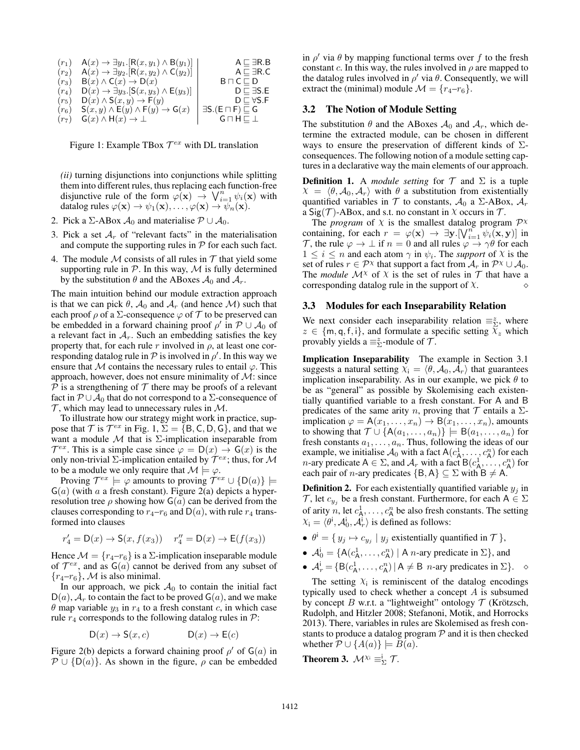| | | |
|---|---|---|
| $(r_1)$ | $\mathsf{A}(x) \rightarrow \exists y_1.[\mathsf{R}(x, y_1) \wedge \mathsf{B}(y_1)]$ | $\mathsf{A} \sqsubseteq \exists \mathsf{R}.\mathsf{B}$ |
| $(r_2)$ | $\mathsf{A}(x) \rightarrow \exists y_2.[\mathsf{R}(x, y_2) \wedge \mathsf{C}(y_2)]$ | $\mathsf{A} \sqsubseteq \exists \mathsf{R}.\mathsf{C}$ |
| $(r_3)$ | $\mathsf{B}(x) \wedge \mathsf{C}(x) \rightarrow \mathsf{D}(x)$ | $\mathsf{B} \sqcap \mathsf{C} \sqsubseteq \mathsf{D}$ |
| $(r_4)$ | $\mathsf{D}(x) \rightarrow \exists y_3.[\mathsf{S}(x, y_3) \wedge \mathsf{E}(y_3)]$ | $\mathsf{D} \sqsubseteq \exists \mathsf{S}.\mathsf{E}$ |
| $(r_5)$ | $\mathsf{D}(x) \wedge \mathsf{S}(x, y) \rightarrow \mathsf{F}(y)$ | $\mathsf{D} \sqsubseteq \forall \mathsf{S}.\mathsf{F}$ |
| $(r_6)$ | $\mathsf{S}(x, y) \wedge \mathsf{E}(y) \wedge \mathsf{F}(y) \rightarrow \mathsf{G}(x)$ | $\exists \mathsf{S}.(\mathsf{E} \sqcap \mathsf{F}) \sqsubseteq \mathsf{G}$ |
| $(r_7)$ | $\mathsf{G}(x) \wedge \mathsf{H}(x) \rightarrow \bot$ | $\mathsf{G} \sqcap \mathsf{H} \sqsubseteq \bot$ |

Figure 1: Example TBox $\mathcal{T}^{ex}$ with DL translation

*(ii)* turning disjunctions into conjunctions while splitting them into different rules, thus replacing each function-free disjunctive rule of the form $\varphi(\mathbf{x}) \rightarrow \bigvee_{i=1}^{n} \psi_i(\mathbf{x})$ with datalog rules $\varphi(\mathbf{x}) \rightarrow \psi_1(\mathbf{x}), \ldots, \varphi(\mathbf{x}) \rightarrow \psi_n(\mathbf{x})$.

2. Pick a $\Sigma$-ABox $\mathcal{A}_0$ and materialise $\mathcal{P} \cup \mathcal{A}_0$.
3. Pick a set $\mathcal{A}_r$ of "relevant facts" in the materialisation and compute the supporting rules in $\mathcal{P}$ for each such fact.
4. The module $\mathcal{M}$ consists of all rules in $\mathcal{T}$ that yield some supporting rule in $\mathcal{P}$. In this way, $\mathcal{M}$ is fully determined by the substitution $\theta$ and the ABoxes $\mathcal{A}_0$ and $\mathcal{A}_r$.

The main intuition behind our module extraction approach is that we can pick $\theta$, $\mathcal{A}_0$ and $\mathcal{A}_r$ (and hence $\mathcal{M}$) such that each proof $\rho$ of a $\Sigma$-consequence $\varphi$ of $\mathcal{T}$ to be preserved can be embedded in a forward chaining proof $\rho'$ in $\mathcal{P} \cup \mathcal{A}_0$ of a relevant fact in $\mathcal{A}_r$. Such an embedding satisfies the key property that, for each rule $r$ involved in $\rho$, at least one corresponding datalog rule in $\mathcal{P}$ is involved in $\rho'$. In this way we ensure that $\mathcal{M}$ contains the necessary rules to entail $\varphi$. This approach, however, does not ensure minimality of $\mathcal{M}$: since $\mathcal{P}$ is a strengthening of $\mathcal{T}$ there may be proofs of a relevant fact in $\mathcal{P} \cup \mathcal{A}_0$ that do not correspond to a $\Sigma$-consequence of $\mathcal{T}$, which may lead to unnecessary rules in $\mathcal{M}$.

To illustrate how our strategy might work in practice, suppose that $\mathcal{T}$ is $\mathcal{T}^{ex}$ in Fig. 1, $\Sigma = \{\mathsf{B}, \mathsf{C}, \mathsf{D}, \mathsf{G}\}$, and that we want a module $\mathcal{M}$ that is $\Sigma$-implication inseparable from $\mathcal{T}^{ex}$. This is a simple case since $\varphi = \mathsf{D}(x) \rightarrow \mathsf{G}(x)$ is the only non-trivial $\Sigma$-implication entailed by $\mathcal{T}^{ex}$; thus, for $\mathcal{M}$ to be a module we only require that $\mathcal{M} \models \varphi$.

Proving $\mathcal{T}^{ex} \models \varphi$ amounts to proving $\mathcal{T}^{ex} \cup \{\mathsf{D}(a)\} \models \mathsf{G}(a)$ (with $a$ a fresh constant). Figure 2(a) depicts a hyper-resolution tree $\rho$ showing how $\mathsf{G}(a)$ can be derived from the clauses corresponding to $r_4$–$r_6$ and $\mathsf{D}(a)$, with rule $r_4$ transformed into clauses

$$r_4' = \mathsf{D}(x) \rightarrow \mathsf{S}(x, f(x_3)) \qquad r_4'' = \mathsf{D}(x) \rightarrow \mathsf{E}(f(x_3))$$

Hence $\mathcal{M} = \{r_4\text{–}r_6\}$ is a $\Sigma$-implication inseparable module of $\mathcal{T}^{ex}$, and as $\mathsf{G}(a)$ cannot be derived from any subset of $\{r_4\text{–}r_6\}$, $\mathcal{M}$ is also minimal.

In our approach, we pick $\mathcal{A}_0$ to contain the initial fact $\mathsf{D}(a)$, $\mathcal{A}_r$ to contain the fact to be proved $\mathsf{G}(a)$, and we make $\theta$ map variable $y_3$ in $r_4$ to a fresh constant $c$, in which case rule $r_4$ corresponds to the following datalog rules in $\mathcal{P}$:

$$\mathsf{D}(x) \rightarrow \mathsf{S}(x, c) \qquad\qquad \mathsf{D}(x) \rightarrow \mathsf{E}(c)$$

Figure 2(b) depicts a forward chaining proof $\rho'$ of $\mathsf{G}(a)$ in $\mathcal{P} \cup \{\mathsf{D}(a)\}$. As shown in the figure, $\rho$ can be embedded in $\rho'$ via $\theta$ by mapping functional terms over $f$ to the fresh constant $c$. In this way, the rules involved in $\rho$ are mapped to the datalog rules involved in $\rho'$ via $\theta$. Consequently, we will extract the (minimal) module $\mathcal{M} = \{r_4\text{–}r_6\}$.

### 3.2 The Notion of Module Setting

The substitution $\theta$ and the ABoxes $\mathcal{A}_0$ and $\mathcal{A}_r$, which determine the extracted module, can be chosen in different ways to ensure the preservation of different kinds of $\Sigma$-consequences. The following notion of a module setting captures in a declarative way the main elements of our approach.

**Definition 1.** A *module setting* for $\mathcal{T}$ and $\Sigma$ is a tuple $\chi = \langle \theta, \mathcal{A}_0, \mathcal{A}_r \rangle$ with $\theta$ a substitution from existentially quantified variables in $\mathcal{T}$ to constants, $\mathcal{A}_0$ a $\Sigma$-ABox, $\mathcal{A}_r$ a $\mathsf{Sig}(\mathcal{T})$-ABox, and s.t. no constant in $\chi$ occurs in $\mathcal{T}$.

The *program* of $\chi$ is the smallest datalog program $\mathcal{P}^{\chi}$ containing, for each $r = \varphi(\mathbf{x}) \rightarrow \exists \mathbf{y}.[\bigvee_{i=1}^{n} \psi_i(\mathbf{x}, \mathbf{y})]$ in $\mathcal{T}$, the rule $\varphi \rightarrow \bot$ if $n = 0$ and all rules $\varphi \rightarrow \gamma\theta$ for each $1 \leq i \leq n$ and each atom $\gamma$ in $\psi_i$. The *support* of $\chi$ is the set of rules $r \in \mathcal{P}^{\chi}$ that support a fact from $\mathcal{A}_r$ in $\mathcal{P}^{\chi} \cup \mathcal{A}_0$. The *module* $\mathcal{M}^{\chi}$ of $\chi$ is the set of rules in $\mathcal{T}$ that have a corresponding datalog rule in the support of $\chi$. $\diamond$

### 3.3 Modules for each Inseparability Relation

We next consider each inseparability relation $\equiv_{\Sigma}^{z}$, where $z \in \{\mathsf{m}, \mathsf{q}, \mathsf{f}, \mathsf{i}\}$, and formulate a specific setting $\chi_z$ which provably yields a $\equiv_{\Sigma}^{z}$-module of $\mathcal{T}$.

**Implication Inseparability** The example in Section 3.1 suggests a natural setting $\chi_{\mathsf{i}} = \langle \theta, \mathcal{A}_0, \mathcal{A}_r \rangle$ that guarantees implication inseparability. As in our example, we pick $\theta$ to be as "general" as possible by Skolemising each existentially quantified variable to a fresh constant. For $\mathsf{A}$ and $\mathsf{B}$ predicates of the same arity $n$, proving that $\mathcal{T}$ entails a $\Sigma$-implication $\varphi = \mathsf{A}(x_1, \ldots, x_n) \rightarrow \mathsf{B}(x_1, \ldots, x_n)$, amounts to showing that $\mathcal{T} \cup \{\mathsf{A}(a_1, \ldots, a_n)\} \models \mathsf{B}(a_1, \ldots, a_n)$ for fresh constants $a_1, \ldots, a_n$. Thus, following the ideas of our example, we initialise $\mathcal{A}_0$ with a fact $\mathsf{A}(c_{\mathsf{A}}^1, \ldots, c_{\mathsf{A}}^n)$ for each $n$-ary predicate $\mathsf{A} \in \Sigma$, and $\mathcal{A}_r$ with a fact $\mathsf{B}(c_{\mathsf{A}}^1, \ldots, c_{\mathsf{A}}^n)$ for each pair of $n$-ary predicates $\{\mathsf{B}, \mathsf{A}\} \subseteq \Sigma$ with $\mathsf{B} \neq \mathsf{A}$.

**Definition 2.** For each existentially quantified variable $y_j$ in $\mathcal{T}$, let $c_{y_j}$ be a fresh constant. Furthermore, for each $\mathsf{A} \in \Sigma$ of arity $n$, let $c_{\mathsf{A}}^1, \ldots, c_{\mathsf{A}}^n$ be also fresh constants. The setting $\chi_{\mathsf{i}} = \langle \theta^{\mathsf{i}}, \mathcal{A}_0^{\mathsf{i}}, \mathcal{A}_r^{\mathsf{i}} \rangle$ is defined as follows:

- $\theta^{\mathsf{i}} = \{\, y_j \mapsto c_{y_j} \mid y_j \text{ existentially quantified in } \mathcal{T} \,\}$,
- $\mathcal{A}_0^{\mathsf{i}} = \{\mathsf{A}(c_{\mathsf{A}}^1, \ldots, c_{\mathsf{A}}^n) \mid \mathsf{A}\ n\text{-ary predicate in } \Sigma\}$, and
- $\mathcal{A}_r^{\mathsf{i}} = \{\mathsf{B}(c_{\mathsf{A}}^1, \ldots, c_{\mathsf{A}}^n) \mid \mathsf{A} \neq \mathsf{B}\ n\text{-ary predicates in } \Sigma\}$. $\diamond$

The setting $\chi_{\mathsf{i}}$ is reminiscent of the datalog encodings typically used to check whether a concept $A$ is subsumed by concept $B$ w.r.t. a "lightweight" ontology $\mathcal{T}$ (Krötzsch, Rudolph, and Hitzler 2008; Stefanoni, Motik, and Horrocks 2013). There, variables in rules are Skolemised as fresh constants to produce a datalog program $\mathcal{P}$ and it is then checked whether $\mathcal{P} \cup \{A(a)\} \models B(a)$.

**Theorem 3.** $\mathcal{M}^{\chi_{\mathsf{i}}} \equiv_{\Sigma}^{\mathsf{i}} \mathcal{T}$.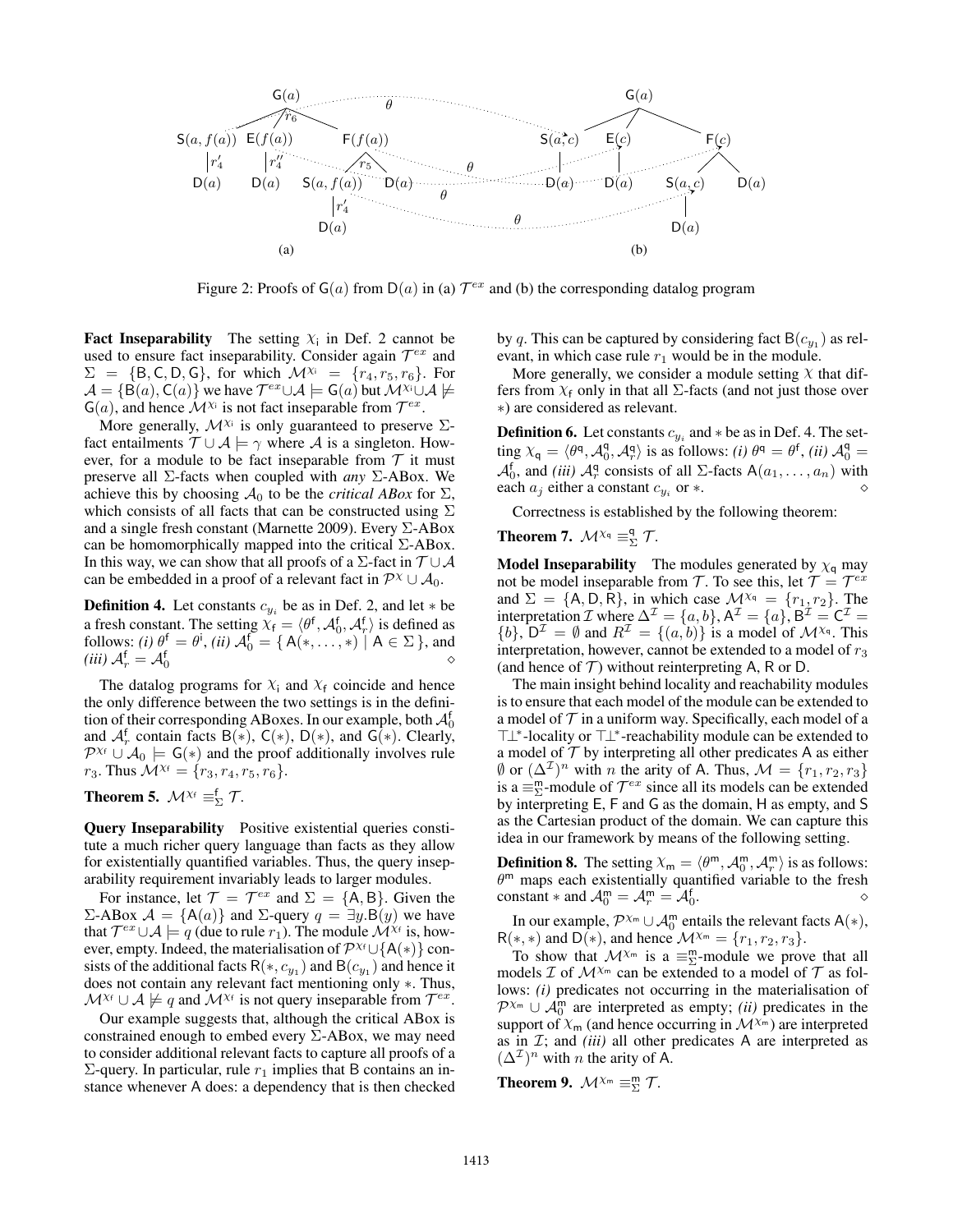Figure 2: Proofs of $\mathsf{G}(a)$ from $\mathsf{D}(a)$ in (a) $\mathcal{T}^{ex}$ and (b) the corresponding datalog program

**Fact Inseparability** The setting $\chi_\mathsf{i}$ in Def. 2 cannot be used to ensure fact inseparability. Consider again $\mathcal{T}^{ex}$ and $\Sigma = \{\mathsf{B}, \mathsf{C}, \mathsf{D}, \mathsf{G}\}$, for which $\mathcal{M}^{\chi_\mathsf{i}} = \{r_4, r_5, r_6\}$. For $\mathcal{A} = \{\mathsf{B}(a), \mathsf{C}(a)\}$ we have $\mathcal{T}^{ex} \cup \mathcal{A} \models \mathsf{G}(a)$ but $\mathcal{M}^{\chi_\mathsf{i}} \cup \mathcal{A} \not\models \mathsf{G}(a)$, and hence $\mathcal{M}^{\chi_\mathsf{i}}$ is not fact inseparable from $\mathcal{T}^{ex}$.

More generally, $\mathcal{M}^{\chi_\mathsf{i}}$ is only guaranteed to preserve $\Sigma$-fact entailments $\mathcal{T} \cup \mathcal{A} \models \gamma$ where $\mathcal{A}$ is a singleton. However, for a module to be fact inseparable from $\mathcal{T}$ it must preserve all $\Sigma$-facts when coupled with *any* $\Sigma$-ABox. We achieve this by choosing $\mathcal{A}_0$ to be the *critical ABox* for $\Sigma$, which consists of all facts that can be constructed using $\Sigma$ and a single fresh constant (Marnette 2009). Every $\Sigma$-ABox can be homomorphically mapped into the critical $\Sigma$-ABox. In this way, we can show that all proofs of a $\Sigma$-fact in $\mathcal{T} \cup \mathcal{A}$ can be embedded in a proof of a relevant fact in $\mathcal{P}^\chi \cup \mathcal{A}_0$.

**Definition 4.** Let constants $c_{y_i}$ be as in Def. 2, and let $*$ be a fresh constant. The setting $\chi_\mathsf{f} = \langle \theta^\mathsf{f}, \mathcal{A}_0^\mathsf{f}, \mathcal{A}_r^\mathsf{f} \rangle$ is defined as follows: *(i)* $\theta^\mathsf{f} = \theta^\mathsf{i}$, *(ii)* $\mathcal{A}_0^\mathsf{f} = \{ \mathsf{A}(*, \dots, *) \mid \mathsf{A} \in \Sigma \}$, and *(iii)* $\mathcal{A}_r^\mathsf{f} = \mathcal{A}_0^\mathsf{f}$ ◇

The datalog programs for $\chi_\mathsf{i}$ and $\chi_\mathsf{f}$ coincide and hence the only difference between the two settings is in the definition of their corresponding ABoxes. In our example, both $\mathcal{A}_0^\mathsf{f}$ and $\mathcal{A}_r^\mathsf{f}$ contain facts $\mathsf{B}(*)$, $\mathsf{C}(*)$, $\mathsf{D}(*)$, and $\mathsf{G}(*)$. Clearly, $\mathcal{P}^{\chi_\mathsf{f}} \cup \mathcal{A}_0 \models \mathsf{G}(*)$ and the proof additionally involves rule $r_3$. Thus $\mathcal{M}^{\chi_\mathsf{f}} = \{r_3, r_4, r_5, r_6\}$.

**Theorem 5.** $\mathcal{M}^{\chi_\mathsf{f}} \equiv_\Sigma^\mathsf{f} \mathcal{T}$.

**Query Inseparability** Positive existential queries constitute a much richer query language than facts as they allow for existentially quantified variables. Thus, the query inseparability requirement invariably leads to larger modules.

For instance, let $\mathcal{T} = \mathcal{T}^{ex}$ and $\Sigma = \{\mathsf{A}, \mathsf{B}\}$. Given the $\Sigma$-ABox $\mathcal{A} = \{\mathsf{A}(a)\}$ and $\Sigma$-query $q = \exists y.\mathsf{B}(y)$ we have that $\mathcal{T}^{ex} \cup \mathcal{A} \models q$ (due to rule $r_1$). The module $\mathcal{M}^{\chi_\mathsf{f}}$ is, however, empty. Indeed, the materialisation of $\mathcal{P}^{\chi_\mathsf{f}} \cup \{\mathsf{A}(*)\}$ consists of the additional facts $\mathsf{R}(*, c_{y_1})$ and $\mathsf{B}(c_{y_1})$ and hence it does not contain any relevant fact mentioning only $*$. Thus, $\mathcal{M}^{\chi_\mathsf{f}} \cup \mathcal{A} \not\models q$ and $\mathcal{M}^{\chi_\mathsf{f}}$ is not query inseparable from $\mathcal{T}^{ex}$.

Our example suggests that, although the critical ABox is constrained enough to embed every $\Sigma$-ABox, we may need to consider additional relevant facts to capture all proofs of a $\Sigma$-query. In particular, rule $r_1$ implies that $\mathsf{B}$ contains an instance whenever $\mathsf{A}$ does: a dependency that is then checked by $q$. This can be captured by considering fact $\mathsf{B}(c_{y_1})$ as relevant, in which case rule $r_1$ would be in the module.

More generally, we consider a module setting $\chi$ that differs from $\chi_\mathsf{f}$ only in that all $\Sigma$-facts (and not just those over $*$) are considered as relevant.

**Definition 6.** Let constants $c_{y_i}$ and $*$ be as in Def. 4. The setting $\chi_\mathsf{q} = \langle \theta^\mathsf{q}, \mathcal{A}_0^\mathsf{q}, \mathcal{A}_r^\mathsf{q} \rangle$ is as follows: *(i)* $\theta^\mathsf{q} = \theta^\mathsf{f}$, *(ii)* $\mathcal{A}_0^\mathsf{q} = \mathcal{A}_0^\mathsf{f}$, and *(iii)* $\mathcal{A}_r^\mathsf{q}$ consists of all $\Sigma$-facts $\mathsf{A}(a_1, \dots, a_n)$ with each $a_j$ either a constant $c_{y_i}$ or $*$. ◇

Correctness is established by the following theorem:

**Theorem 7.** $\mathcal{M}^{\chi_\mathsf{q}} \equiv_\Sigma^\mathsf{q} \mathcal{T}$.

**Model Inseparability** The modules generated by $\chi_\mathsf{q}$ may not be model inseparable from $\mathcal{T}$. To see this, let $\mathcal{T} = \mathcal{T}^{ex}$ and $\Sigma = \{\mathsf{A}, \mathsf{D}, \mathsf{R}\}$, in which case $\mathcal{M}^{\chi_\mathsf{q}} = \{r_1, r_2\}$. The interpretation $\mathcal{I}$ where $\Delta^\mathcal{I} = \{a, b\}$, $\mathsf{A}^\mathcal{I} = \{a\}$, $\mathsf{B}^\mathcal{I} = \mathsf{C}^\mathcal{I} = \{b\}$, $\mathsf{D}^\mathcal{I} = \emptyset$ and $R^\mathcal{I} = \{(a, b)\}$ is a model of $\mathcal{M}^{\chi_\mathsf{q}}$. This interpretation, however, cannot be extended to a model of $r_3$ (and hence of $\mathcal{T}$) without reinterpreting $\mathsf{A}$, $\mathsf{R}$ or $\mathsf{D}$.

The main insight behind locality and reachability modules is to ensure that each model of the module can be extended to a model of $\mathcal{T}$ in a uniform way. Specifically, each model of a $\top\bot^*$-locality or $\top\bot^*$-reachability module can be extended to a model of $\mathcal{T}$ by interpreting all other predicates $\mathsf{A}$ as either $\emptyset$ or $(\Delta^\mathcal{I})^n$ with $n$ the arity of $\mathsf{A}$. Thus, $\mathcal{M} = \{r_1, r_2, r_3\}$ is a $\equiv_\Sigma^\mathsf{m}$-module of $\mathcal{T}^{ex}$ since all its models can be extended by interpreting $\mathsf{E}$, $\mathsf{F}$ and $\mathsf{G}$ as the domain, $\mathsf{H}$ as empty, and $\mathsf{S}$ as the Cartesian product of the domain. We can capture this idea in our framework by means of the following setting.

**Definition 8.** The setting $\chi_\mathsf{m} = \langle \theta^\mathsf{m}, \mathcal{A}_0^\mathsf{m}, \mathcal{A}_r^\mathsf{m} \rangle$ is as follows: $\theta^\mathsf{m}$ maps each existentially quantified variable to the fresh constant $*$ and $\mathcal{A}_0^\mathsf{m} = \mathcal{A}_r^\mathsf{m} = \mathcal{A}_0^\mathsf{f}$. ◇

In our example, $\mathcal{P}^{\chi_\mathsf{m}} \cup \mathcal{A}_0^\mathsf{m}$ entails the relevant facts $\mathsf{A}(*)$, $\mathsf{R}(*, *)$ and $\mathsf{D}(*)$, and hence $\mathcal{M}^{\chi_\mathsf{m}} = \{r_1, r_2, r_3\}$.

To show that $\mathcal{M}^{\chi_\mathsf{m}}$ is a $\equiv_\Sigma^\mathsf{m}$-module we prove that all models $\mathcal{I}$ of $\mathcal{M}^{\chi_\mathsf{m}}$ can be extended to a model of $\mathcal{T}$ as follows: *(i)* predicates not occurring in the materialisation of $\mathcal{P}^{\chi_\mathsf{m}} \cup \mathcal{A}_0^\mathsf{m}$ are interpreted as empty; *(ii)* predicates in the support of $\chi_\mathsf{m}$ (and hence occurring in $\mathcal{M}^{\chi_\mathsf{m}}$) are interpreted as in $\mathcal{I}$; and *(iii)* all other predicates $\mathsf{A}$ are interpreted as $(\Delta^\mathcal{I})^n$ with $n$ the arity of $\mathsf{A}$.

**Theorem 9.** $\mathcal{M}^{\chi_\mathsf{m}} \equiv_\Sigma^\mathsf{m} \mathcal{T}$.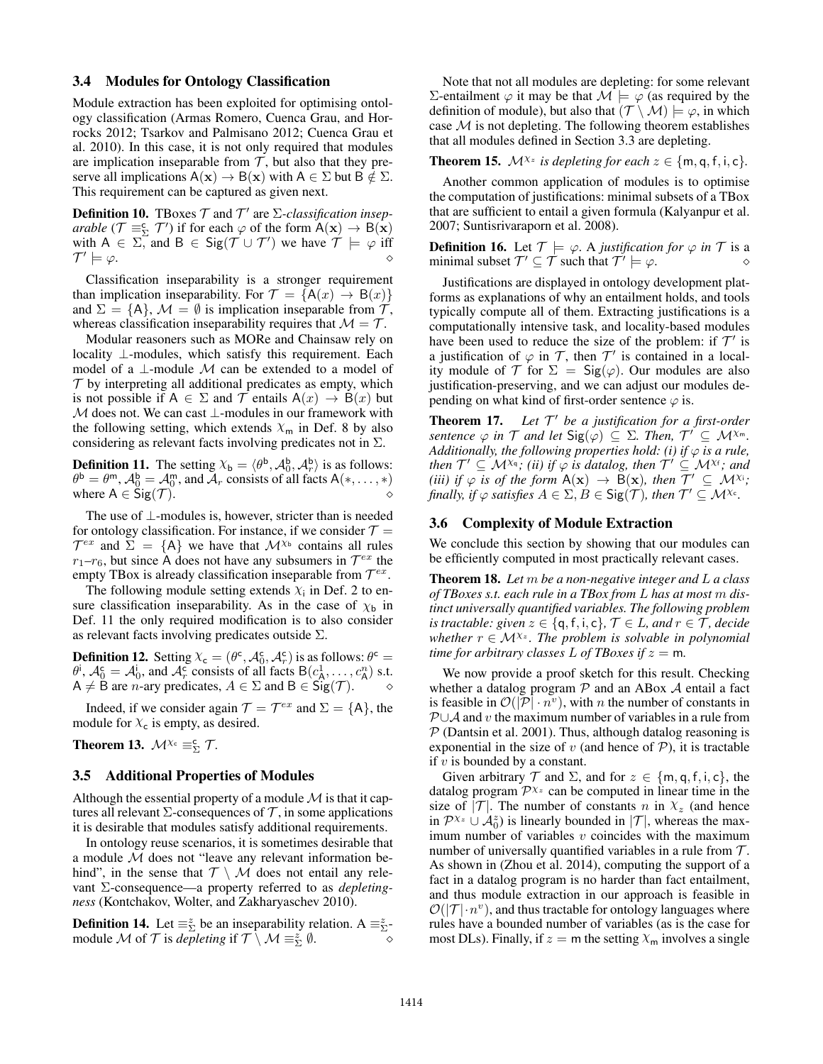### 3.4 Modules for Ontology Classification

Module extraction has been exploited for optimising ontology classification (Armas Romero, Cuenca Grau, and Horrocks 2012; Tsarkov and Palmisano 2012; Cuenca Grau et al. 2010). In this case, it is not only required that modules are implication inseparable from $\mathcal{T}$, but also that they preserve all implications $\mathsf{A}(\mathbf{x}) \rightarrow \mathsf{B}(\mathbf{x})$ with $\mathsf{A} \in \Sigma$ but $\mathsf{B} \notin \Sigma$. This requirement can be captured as given next.

**Definition 10.** TBoxes $\mathcal{T}$ and $\mathcal{T}'$ are $\Sigma$-*classification inseparable* ($\mathcal{T} \equiv^{\mathsf{c}}_{\Sigma} \mathcal{T}'$) if for each $\varphi$ of the form $\mathsf{A}(\mathbf{x}) \rightarrow \mathsf{B}(\mathbf{x})$ with $\mathsf{A} \in \Sigma$, and $\mathsf{B} \in \mathsf{Sig}(\mathcal{T} \cup \mathcal{T}')$ we have $\mathcal{T} \models \varphi$ iff $\mathcal{T}' \models \varphi$. ◇

Classification inseparability is a stronger requirement than implication inseparability. For $\mathcal{T} = \{\mathsf{A}(x) \rightarrow \mathsf{B}(x)\}$ and $\Sigma = \{\mathsf{A}\}$, $\mathcal{M} = \emptyset$ is implication inseparable from $\mathcal{T}$, whereas classification inseparability requires that $\mathcal{M} = \mathcal{T}$.

Modular reasoners such as MORe and Chainsaw rely on locality $\bot$-modules, which satisfy this requirement. Each model of a $\bot$-module $\mathcal{M}$ can be extended to a model of $\mathcal{T}$ by interpreting all additional predicates as empty, which is not possible if $\mathsf{A} \in \Sigma$ and $\mathcal{T}$ entails $\mathsf{A}(x) \rightarrow \mathsf{B}(x)$ but $\mathcal{M}$ does not. We can cast $\bot$-modules in our framework with the following setting, which extends $\chi_{\mathsf{m}}$ in Def. 8 by also considering as relevant facts involving predicates not in $\Sigma$.

**Definition 11.** The setting $\chi_{\mathsf{b}} = \langle \theta^{\mathsf{b}}, \mathcal{A}_0^{\mathsf{b}}, \mathcal{A}_r^{\mathsf{b}} \rangle$ is as follows: $\theta^{\mathsf{b}} = \theta^{\mathsf{m}}$, $\mathcal{A}_0^{\mathsf{b}} = \mathcal{A}_0^{\mathsf{m}}$, and $\mathcal{A}_r$ consists of all facts $\mathsf{A}(*, \ldots, *)$ where $\mathsf{A} \in \mathsf{Sig}(\mathcal{T})$. ◇

The use of $\bot$-modules is, however, stricter than is needed for ontology classification. For instance, if we consider $\mathcal{T} = \mathcal{T}^{ex}$ and $\Sigma = \{\mathsf{A}\}$ we have that $\mathcal{M}^{\chi_{\mathsf{b}}}$ contains all rules $r_1$–$r_6$, but since $\mathsf{A}$ does not have any subsumers in $\mathcal{T}^{ex}$ the empty TBox is already classification inseparable from $\mathcal{T}^{ex}$.

The following module setting extends $\chi_{\mathsf{i}}$ in Def. 2 to ensure classification inseparability. As in the case of $\chi_{\mathsf{b}}$ in Def. 11 the only required modification is to also consider as relevant facts involving predicates outside $\Sigma$.

**Definition 12.** Setting $\chi_{\mathsf{c}} = (\theta^{\mathsf{c}}, \mathcal{A}_0^{\mathsf{c}}, \mathcal{A}_r^{\mathsf{c}})$ is as follows: $\theta^{\mathsf{c}} = \theta^{\mathsf{i}}$, $\mathcal{A}_0^{\mathsf{c}} = \mathcal{A}_0^{\mathsf{i}}$, and $\mathcal{A}_r^{\mathsf{c}}$ consists of all facts $\mathsf{B}(c^1_{\mathsf{A}}, \ldots, c^n_{\mathsf{A}})$ s.t. $\mathsf{A} \neq \mathsf{B}$ are $n$-ary predicates, $A \in \Sigma$ and $\mathsf{B} \in \mathsf{Sig}(\mathcal{T})$. ◇

Indeed, if we consider again $\mathcal{T} = \mathcal{T}^{ex}$ and $\Sigma = \{\mathsf{A}\}$, the module for $\chi_{\mathsf{c}}$ is empty, as desired.

**Theorem 13.** $\mathcal{M}^{\chi_{\mathsf{c}}} \equiv^{\mathsf{c}}_{\Sigma} \mathcal{T}$.

### 3.5 Additional Properties of Modules

Although the essential property of a module $\mathcal{M}$ is that it captures all relevant $\Sigma$-consequences of $\mathcal{T}$, in some applications it is desirable that modules satisfy additional requirements.

In ontology reuse scenarios, it is sometimes desirable that a module $\mathcal{M}$ does not "leave any relevant information behind", in the sense that $\mathcal{T} \setminus \mathcal{M}$ does not entail any relevant $\Sigma$-consequence—a property referred to as *depletingness* (Kontchakov, Wolter, and Zakharyaschev 2010).

**Definition 14.** Let $\equiv^z_{\Sigma}$ be an inseparability relation. A $\equiv^z_{\Sigma}$-module $\mathcal{M}$ of $\mathcal{T}$ is *depleting* if $\mathcal{T} \setminus \mathcal{M} \equiv^z_{\Sigma} \emptyset$. ◇

Note that not all modules are depleting: for some relevant $\Sigma$-entailment $\varphi$ it may be that $\mathcal{M} \models \varphi$ (as required by the definition of module), but also that $(\mathcal{T} \setminus \mathcal{M}) \models \varphi$, in which case $\mathcal{M}$ is not depleting. The following theorem establishes that all modules defined in Section 3.3 are depleting.

**Theorem 15.** *$\mathcal{M}^{\chi_z}$ is depleting for each $z \in \{\mathsf{m}, \mathsf{q}, \mathsf{f}, \mathsf{i}, \mathsf{c}\}$.*

Another common application of modules is to optimise the computation of justifications: minimal subsets of a TBox that are sufficient to entail a given formula (Kalyanpur et al. 2007; Suntisrivaraporn et al. 2008).

**Definition 16.** Let $\mathcal{T} \models \varphi$. A *justification for $\varphi$ in $\mathcal{T}$* is a minimal subset $\mathcal{T}' \subseteq \mathcal{T}$ such that $\mathcal{T}' \models \varphi$. ◇

Justifications are displayed in ontology development platforms as explanations of why an entailment holds, and tools typically compute all of them. Extracting justifications is a computationally intensive task, and locality-based modules have been used to reduce the size of the problem: if $\mathcal{T}'$ is a justification of $\varphi$ in $\mathcal{T}$, then $\mathcal{T}'$ is contained in a locality module of $\mathcal{T}$ for $\Sigma = \mathsf{Sig}(\varphi)$. Our modules are also justification-preserving, and we can adjust our modules depending on what kind of first-order sentence $\varphi$ is.

**Theorem 17.** *Let $\mathcal{T}'$ be a justification for a first-order sentence $\varphi$ in $\mathcal{T}$ and let $\mathsf{Sig}(\varphi) \subseteq \Sigma$. Then, $\mathcal{T}' \subseteq \mathcal{M}^{\chi_{\mathsf{m}}}$. Additionally, the following properties hold: (i) if $\varphi$ is a rule, then $\mathcal{T}' \subseteq \mathcal{M}^{\chi_{\mathsf{q}}}$; (ii) if $\varphi$ is datalog, then $\mathcal{T}' \subseteq \mathcal{M}^{\chi_{\mathsf{f}}}$; and (iii) if $\varphi$ is of the form $\mathsf{A}(\mathbf{x}) \rightarrow \mathsf{B}(\mathbf{x})$, then $\mathcal{T}' \subseteq \mathcal{M}^{\chi_{\mathsf{i}}}$; finally, if $\varphi$ satisfies $A \in \Sigma, B \in \mathsf{Sig}(\mathcal{T})$, then $\mathcal{T}' \subseteq \mathcal{M}^{\chi_{\mathsf{c}}}$.*

### 3.6 Complexity of Module Extraction

We conclude this section by showing that our modules can be efficiently computed in most practically relevant cases.

**Theorem 18.** *Let $m$ be a non-negative integer and $L$ a class of TBoxes s.t. each rule in a TBox from $L$ has at most $m$ distinct universally quantified variables. The following problem is tractable: given $z \in \{\mathsf{q}, \mathsf{f}, \mathsf{i}, \mathsf{c}\}$, $\mathcal{T} \in L$, and $r \in \mathcal{T}$, decide whether $r \in \mathcal{M}^{\chi_z}$. The problem is solvable in polynomial time for arbitrary classes $L$ of TBoxes if $z = \mathsf{m}$.*

We now provide a proof sketch for this result. Checking whether a datalog program $\mathcal{P}$ and an ABox $\mathcal{A}$ entail a fact is feasible in $\mathcal{O}(|\mathcal{P}| \cdot n^v)$, with $n$ the number of constants in $\mathcal{P} \cup \mathcal{A}$ and $v$ the maximum number of variables in a rule from $\mathcal{P}$ (Dantsin et al. 2001). Thus, although datalog reasoning is exponential in the size of $v$ (and hence of $\mathcal{P}$), it is tractable if $v$ is bounded by a constant.

Given arbitrary $\mathcal{T}$ and $\Sigma$, and for $z \in \{\mathsf{m}, \mathsf{q}, \mathsf{f}, \mathsf{i}, \mathsf{c}\}$, the datalog program $\mathcal{P}^{\chi_z}$ can be computed in linear time in the size of $|\mathcal{T}|$. The number of constants $n$ in $\chi_z$ (and hence in $\mathcal{P}^{\chi_z} \cup \mathcal{A}_0^z$) is linearly bounded in $|\mathcal{T}|$, whereas the maximum number of variables $v$ coincides with the maximum number of universally quantified variables in a rule from $\mathcal{T}$. As shown in (Zhou et al. 2014), computing the support of a fact in a datalog program is no harder than fact entailment, and thus module extraction in our approach is feasible in $\mathcal{O}(|\mathcal{T}| \cdot n^v)$, and thus tractable for ontology languages where rules have a bounded number of variables (as is the case for most DLs). Finally, if $z = \mathsf{m}$ the setting $\chi_{\mathsf{m}}$ involves a single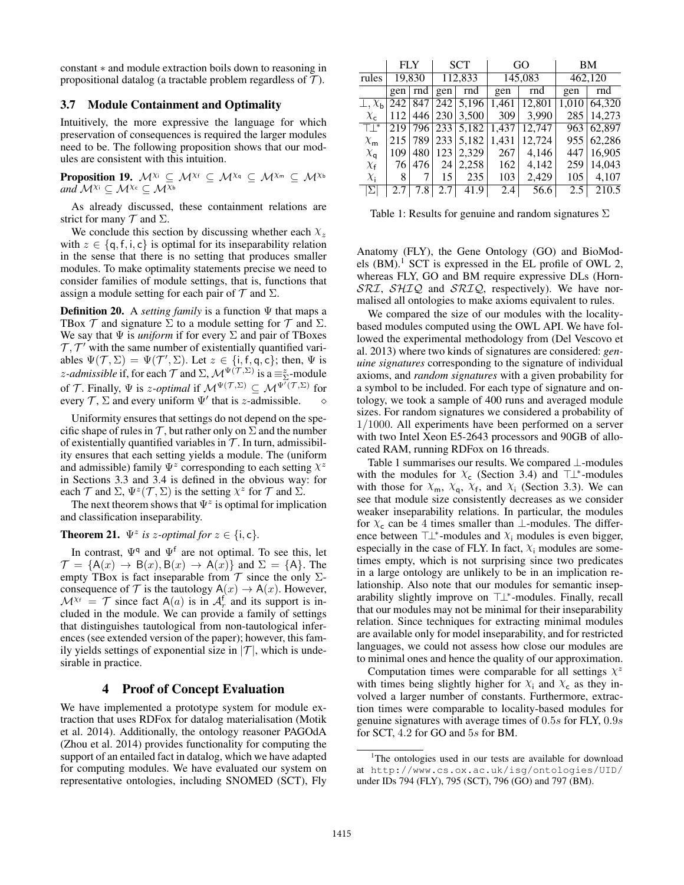constant $*$ and module extraction boils down to reasoning in propositional datalog (a tractable problem regardless of $\mathcal{T}$).

### 3.7 Module Containment and Optimality

Intuitively, the more expressive the language for which preservation of consequences is required the larger modules need to be. The following proposition shows that our modules are consistent with this intuition.

**Proposition 19.** $\mathcal{M}^{\chi_\mathsf{i}} \subseteq \mathcal{M}^{\chi_\mathsf{f}} \subseteq \mathcal{M}^{\chi_\mathsf{q}} \subseteq \mathcal{M}^{\chi_\mathsf{m}} \subseteq \mathcal{M}^{\chi_\mathsf{b}}$ *and* $\mathcal{M}^{\chi_\mathsf{i}} \subseteq \mathcal{M}^{\chi_\mathsf{c}} \subseteq \mathcal{M}^{\chi_\mathsf{b}}$

As already discussed, these containment relations are strict for many $\mathcal{T}$ and $\Sigma$.

We conclude this section by discussing whether each $\chi_z$ with $z \in \{\mathsf{q}, \mathsf{f}, \mathsf{i}, \mathsf{c}\}$ is optimal for its inseparability relation in the sense that there is no setting that produces smaller modules. To make optimality statements precise we need to consider families of module settings, that is, functions that assign a module setting for each pair of $\mathcal{T}$ and $\Sigma$.

**Definition 20.** A *setting family* is a function $\Psi$ that maps a TBox $\mathcal{T}$ and signature $\Sigma$ to a module setting for $\mathcal{T}$ and $\Sigma$. We say that $\Psi$ is *uniform* if for every $\Sigma$ and pair of TBoxes $\mathcal{T}, \mathcal{T}'$ with the same number of existentially quantified variables $\Psi(\mathcal{T}, \Sigma) = \Psi(\mathcal{T}', \Sigma)$. Let $z \in \{\mathsf{i}, \mathsf{f}, \mathsf{q}, \mathsf{c}\}$; then, $\Psi$ is *z-admissible* if, for each $\mathcal{T}$ and $\Sigma$, $\mathcal{M}^{\Psi(\mathcal{T},\Sigma)}$ is a $\equiv^z_\Sigma$-module of $\mathcal{T}$. Finally, $\Psi$ is *z-optimal* if $\mathcal{M}^{\Psi(\mathcal{T},\Sigma)} \subseteq \mathcal{M}^{\Psi'(\mathcal{T},\Sigma)}$ for every $\mathcal{T}, \Sigma$ and every uniform $\Psi'$ that is $z$-admissible. $\diamond$

Uniformity ensures that settings do not depend on the specific shape of rules in $\mathcal{T}$, but rather only on $\Sigma$ and the number of existentially quantified variables in $\mathcal{T}$. In turn, admissibility ensures that each setting yields a module. The (uniform and admissible) family $\Psi^z$ corresponding to each setting $\chi^z$ in Sections 3.3 and 3.4 is defined in the obvious way: for each $\mathcal{T}$ and $\Sigma$, $\Psi^z(\mathcal{T}, \Sigma)$ is the setting $\chi^z$ for $\mathcal{T}$ and $\Sigma$.

The next theorem shows that $\Psi^z$ is optimal for implication and classification inseparability.

**Theorem 21.** $\Psi^z$ *is z-optimal for* $z \in \{\mathsf{i}, \mathsf{c}\}$.

In contrast, $\Psi^\mathsf{q}$ and $\Psi^\mathsf{f}$ are not optimal. To see this, let $\mathcal{T} = \{\mathsf{A}(x) \rightarrow \mathsf{B}(x), \mathsf{B}(x) \rightarrow \mathsf{A}(x)\}$ and $\Sigma = \{\mathsf{A}\}$. The empty TBox is fact inseparable from $\mathcal{T}$ since the only $\Sigma$-consequence of $\mathcal{T}$ is the tautology $\mathsf{A}(x) \rightarrow \mathsf{A}(x)$. However, $\mathcal{M}^{\chi_\mathsf{f}} = \mathcal{T}$ since fact $\mathsf{A}(a)$ is in $\mathcal{A}^\mathsf{f}_r$ and its support is included in the module. We can provide a family of settings that distinguishes tautological from non-tautological inferences (see extended version of the paper); however, this family yields settings of exponential size in $|\mathcal{T}|$, which is undesirable in practice.

## 4 Proof of Concept Evaluation

We have implemented a prototype system for module extraction that uses RDFox for datalog materialisation (Motik et al. 2014). Additionally, the ontology reasoner PAGOdA (Zhou et al. 2014) provides functionality for computing the support of an entailed fact in datalog, which we have adapted for computing modules. We have evaluated our system on representative ontologies, including SNOMED (SCT), Fly Anatomy (FLY), the Gene Ontology (GO) and BioModels (BM).[1] SCT is expressed in the EL profile of OWL 2, whereas FLY, GO and BM require expressive DLs (Horn-$\mathcal{SRI}$, $\mathcal{SHIQ}$ and $\mathcal{SRIQ}$, respectively). We have normalised all ontologies to make axioms equivalent to rules.

|  | FLY |  | SCT |  | GO |  | BM |  |
|---|---|---|---|---|---|---|---|---|
| rules | 19,830 |  | 112,833 |  | 145,083 |  | 462,120 |  |
|  | gen | rnd | gen | rnd | gen | rnd | gen | rnd |
| $\bot, \chi_\mathsf{b}$ | 242 | 847 | 242 | 5,196 | 1,461 | 12,801 | 1,010 | 64,320 |
| $\chi_\mathsf{c}$ | 112 | 446 | 230 | 3,500 | 309 | 3,990 | 285 | 14,273 |
| $\top\bot^*$ | 219 | 796 | 233 | 5,182 | 1,437 | 12,747 | 963 | 62,897 |
| $\chi_\mathsf{m}$ | 215 | 789 | 233 | 5,182 | 1,431 | 12,724 | 955 | 62,286 |
| $\chi_\mathsf{q}$ | 109 | 480 | 123 | 2,329 | 267 | 4,146 | 447 | 16,905 |
| $\chi_\mathsf{f}$ | 76 | 476 | 24 | 2,258 | 162 | 4,142 | 259 | 14,043 |
| $\chi_\mathsf{i}$ | 8 | 7 | 15 | 235 | 103 | 2,429 | 105 | 4,107 |
| $\lvert\Sigma\rvert$ | 2.7 | 7.8 | 2.7 | 41.9 | 2.4 | 56.6 | 2.5 | 210.5 |

Table 1: Results for genuine and random signatures $\Sigma$

We compared the size of our modules with the locality-based modules computed using the OWL API. We have followed the experimental methodology from (Del Vescovo et al. 2013) where two kinds of signatures are considered: *genuine signatures* corresponding to the signature of individual axioms, and *random signatures* with a given probability for a symbol to be included. For each type of signature and ontology, we took a sample of 400 runs and averaged module sizes. For random signatures we considered a probability of $1/1000$. All experiments have been performed on a server with two Intel Xeon E5-2643 processors and 90GB of allocated RAM, running RDFox on 16 threads.

Table 1 summarises our results. We compared $\bot$-modules with the modules for $\chi_\mathsf{c}$ (Section 3.4) and $\top\bot^*$-modules with those for $\chi_\mathsf{m}$, $\chi_\mathsf{q}$, $\chi_\mathsf{f}$, and $\chi_\mathsf{i}$ (Section 3.3). We can see that module size consistently decreases as we consider weaker inseparability relations. In particular, the modules for $\chi_\mathsf{c}$ can be 4 times smaller than $\bot$-modules. The difference between $\top\bot^*$-modules and $\chi_\mathsf{i}$ modules is even bigger, especially in the case of FLY. In fact, $\chi_\mathsf{i}$ modules are sometimes empty, which is not surprising since two predicates in a large ontology are unlikely to be in an implication relationship. Also note that our modules for semantic inseparability slightly improve on $\top\bot^*$-modules. Finally, recall that our modules may not be minimal for their inseparability relation. Since techniques for extracting minimal modules are available only for model inseparability, and for restricted languages, we could not assess how close our modules are to minimal ones and hence the quality of our approximation.

Computation times were comparable for all settings $\chi^z$ with times being slightly higher for $\chi_\mathsf{i}$ and $\chi_\mathsf{c}$ as they involved a larger number of constants. Furthermore, extraction times were comparable to locality-based modules for genuine signatures with average times of $0.5s$ for FLY, $0.9s$ for SCT, $4.2$ for GO and $5s$ for BM.

[1] The ontologies used in our tests are available for download at `http://www.cs.ox.ac.uk/isg/ontologies/UID/` under IDs 794 (FLY), 795 (SCT), 796 (GO) and 797 (BM).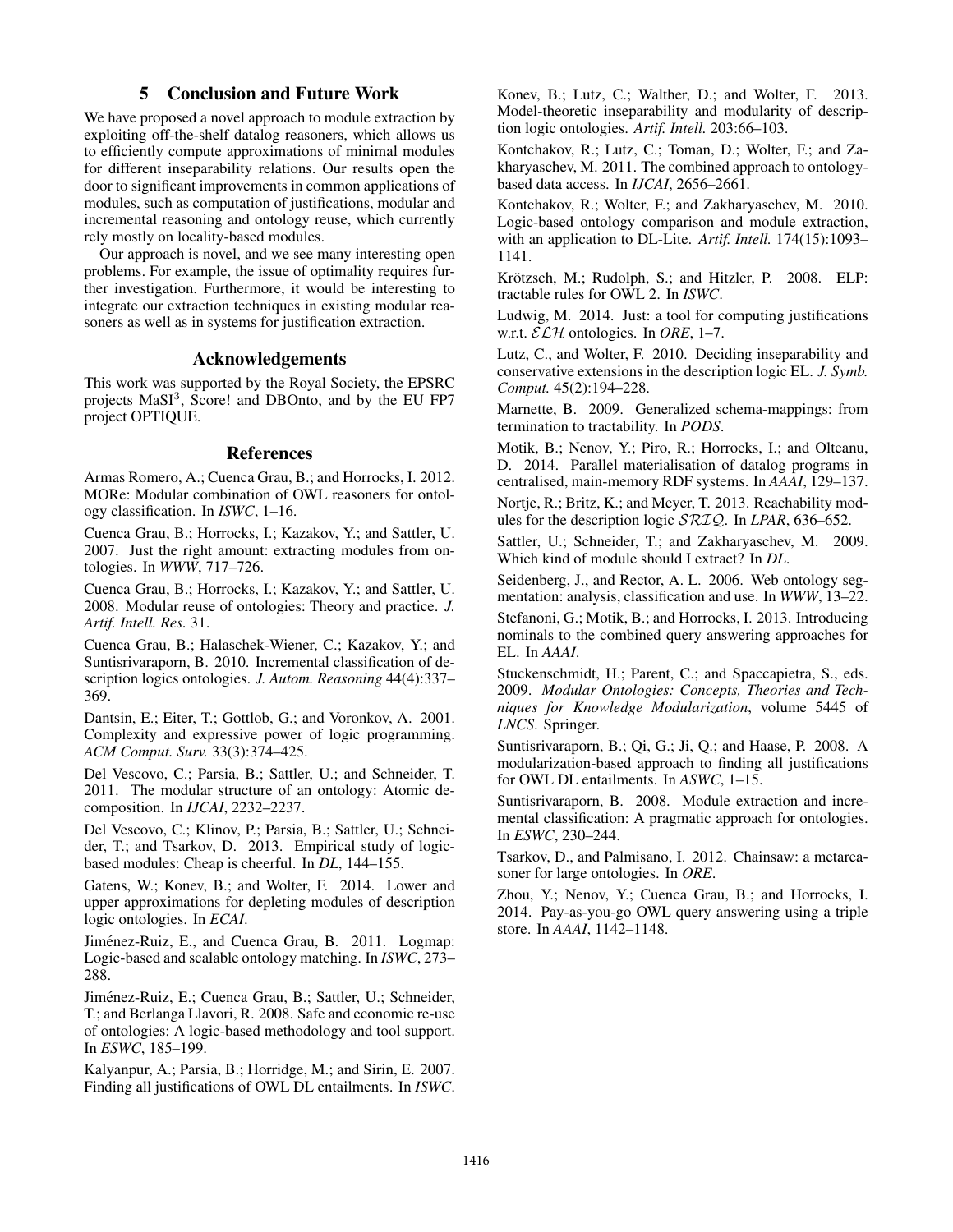## 5 Conclusion and Future Work

We have proposed a novel approach to module extraction by exploiting off-the-shelf datalog reasoners, which allows us to efficiently compute approximations of minimal modules for different inseparability relations. Our results open the door to significant improvements in common applications of modules, such as computation of justifications, modular and incremental reasoning and ontology reuse, which currently rely mostly on locality-based modules.

Our approach is novel, and we see many interesting open problems. For example, the issue of optimality requires further investigation. Furthermore, it would be interesting to integrate our extraction techniques in existing modular reasoners as well as in systems for justification extraction.

## Acknowledgements

This work was supported by the Royal Society, the EPSRC projects MaSI[3], Score! and DBOnto, and by the EU FP7 project OPTIQUE.

## References

Armas Romero, A.; Cuenca Grau, B.; and Horrocks, I. 2012. MORe: Modular combination of OWL reasoners for ontology classification. In *ISWC*, 1–16.

Cuenca Grau, B.; Horrocks, I.; Kazakov, Y.; and Sattler, U. 2007. Just the right amount: extracting modules from ontologies. In *WWW*, 717–726.

Cuenca Grau, B.; Horrocks, I.; Kazakov, Y.; and Sattler, U. 2008. Modular reuse of ontologies: Theory and practice. *J. Artif. Intell. Res.* 31.

Cuenca Grau, B.; Halaschek-Wiener, C.; Kazakov, Y.; and Suntisrivaraporn, B. 2010. Incremental classification of description logics ontologies. *J. Autom. Reasoning* 44(4):337–369.

Dantsin, E.; Eiter, T.; Gottlob, G.; and Voronkov, A. 2001. Complexity and expressive power of logic programming. *ACM Comput. Surv.* 33(3):374–425.

Del Vescovo, C.; Parsia, B.; Sattler, U.; and Schneider, T. 2011. The modular structure of an ontology: Atomic decomposition. In *IJCAI*, 2232–2237.

Del Vescovo, C.; Klinov, P.; Parsia, B.; Sattler, U.; Schneider, T.; and Tsarkov, D. 2013. Empirical study of logic-based modules: Cheap is cheerful. In *DL*, 144–155.

Gatens, W.; Konev, B.; and Wolter, F. 2014. Lower and upper approximations for depleting modules of description logic ontologies. In *ECAI*.

Jiménez-Ruiz, E., and Cuenca Grau, B. 2011. Logmap: Logic-based and scalable ontology matching. In *ISWC*, 273–288.

Jiménez-Ruiz, E.; Cuenca Grau, B.; Sattler, U.; Schneider, T.; and Berlanga Llavori, R. 2008. Safe and economic re-use of ontologies: A logic-based methodology and tool support. In *ESWC*, 185–199.

Kalyanpur, A.; Parsia, B.; Horridge, M.; and Sirin, E. 2007. Finding all justifications of OWL DL entailments. In *ISWC*.

Konev, B.; Lutz, C.; Walther, D.; and Wolter, F. 2013. Model-theoretic inseparability and modularity of description logic ontologies. *Artif. Intell.* 203:66–103.

Kontchakov, R.; Lutz, C.; Toman, D.; Wolter, F.; and Zakharyaschev, M. 2011. The combined approach to ontology-based data access. In *IJCAI*, 2656–2661.

Kontchakov, R.; Wolter, F.; and Zakharyaschev, M. 2010. Logic-based ontology comparison and module extraction, with an application to DL-Lite. *Artif. Intell.* 174(15):1093–1141.

Krötzsch, M.; Rudolph, S.; and Hitzler, P. 2008. ELP: tractable rules for OWL 2. In *ISWC*.

Ludwig, M. 2014. Just: a tool for computing justifications w.r.t. $\mathcal{ELH}$ ontologies. In *ORE*, 1–7.

Lutz, C., and Wolter, F. 2010. Deciding inseparability and conservative extensions in the description logic EL. *J. Symb. Comput.* 45(2):194–228.

Marnette, B. 2009. Generalized schema-mappings: from termination to tractability. In *PODS*.

Motik, B.; Nenov, Y.; Piro, R.; Horrocks, I.; and Olteanu, D. 2014. Parallel materialisation of datalog programs in centralised, main-memory RDF systems. In *AAAI*, 129–137.

Nortje, R.; Britz, K.; and Meyer, T. 2013. Reachability modules for the description logic $\mathcal{SRIQ}$. In *LPAR*, 636–652.

Sattler, U.; Schneider, T.; and Zakharyaschev, M. 2009. Which kind of module should I extract? In *DL*.

Seidenberg, J., and Rector, A. L. 2006. Web ontology segmentation: analysis, classification and use. In *WWW*, 13–22.

Stefanoni, G.; Motik, B.; and Horrocks, I. 2013. Introducing nominals to the combined query answering approaches for EL. In *AAAI*.

Stuckenschmidt, H.; Parent, C.; and Spaccapietra, S., eds. 2009. *Modular Ontologies: Concepts, Theories and Techniques for Knowledge Modularization*, volume 5445 of *LNCS*. Springer.

Suntisrivaraporn, B.; Qi, G.; Ji, Q.; and Haase, P. 2008. A modularization-based approach to finding all justifications for OWL DL entailments. In *ASWC*, 1–15.

Suntisrivaraporn, B. 2008. Module extraction and incremental classification: A pragmatic approach for ontologies. In *ESWC*, 230–244.

Tsarkov, D., and Palmisano, I. 2012. Chainsaw: a metareasoner for large ontologies. In *ORE*.

Zhou, Y.; Nenov, Y.; Cuenca Grau, B.; and Horrocks, I. 2014. Pay-as-you-go OWL query answering using a triple store. In *AAAI*, 1142–1148.